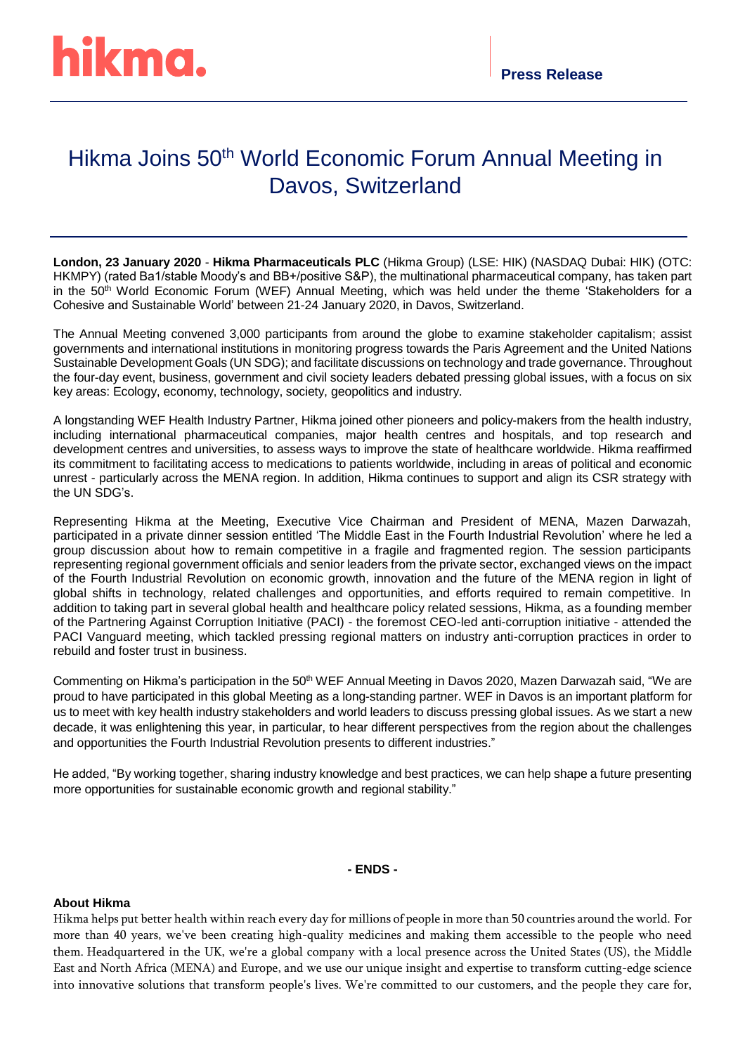hikma.

**Press Release**

# Hikma Joins 50th World Economic Forum Annual Meeting in Davos, Switzerland

**London, 23 January 2020** - **Hikma Pharmaceuticals PLC** (Hikma Group) (LSE: HIK) (NASDAQ Dubai: HIK) (OTC: HKMPY) (rated Ba1/stable Moody's and BB+/positive S&P), the multinational pharmaceutical company, has taken part in the 50th World Economic Forum (WEF) Annual Meeting, which was held under the theme 'Stakeholders for a Cohesive and Sustainable World' between 21-24 January 2020, in Davos, Switzerland.

The Annual Meeting convened 3,000 participants from around the globe to examine stakeholder capitalism; assist governments and international institutions in monitoring progress towards the Paris Agreement and the United Nations Sustainable Development Goals (UN SDG); and facilitate discussions on technology and trade governance. Throughout the four-day event, business, government and civil society leaders debated pressing global issues, with a focus on six key areas: Ecology, economy, technology, society, geopolitics and industry.

A longstanding WEF Health Industry Partner, Hikma joined other pioneers and policy-makers from the health industry, including international pharmaceutical companies, major health centres and hospitals, and top research and development centres and universities, to assess ways to improve the state of healthcare worldwide. Hikma reaffirmed its commitment to facilitating access to medications to patients worldwide, including in areas of political and economic unrest - particularly across the MENA region. In addition, Hikma continues to support and align its CSR strategy with the UN SDG's.

Representing Hikma at the Meeting, Executive Vice Chairman and President of MENA, Mazen Darwazah, participated in a private dinner session entitled 'The Middle East in the Fourth Industrial Revolution' where he led a group discussion about how to remain competitive in a fragile and fragmented region. The session participants representing regional government officials and senior leaders from the private sector, exchanged views on the impact of the Fourth Industrial Revolution on economic growth, innovation and the future of the MENA region in light of global shifts in technology, related challenges and opportunities, and efforts required to remain competitive. In addition to taking part in several global health and healthcare policy related sessions, Hikma, as a founding member of the Partnering Against Corruption Initiative (PACI) - the foremost CEO-led anti-corruption initiative - attended the PACI Vanguard meeting, which tackled pressing regional matters on industry anti-corruption practices in order to rebuild and foster trust in business.

Commenting on Hikma's participation in the 50th WEF Annual Meeting in Davos 2020, Mazen Darwazah said, "We are proud to have participated in this global Meeting as a long-standing partner. WEF in Davos is an important platform for us to meet with key health industry stakeholders and world leaders to discuss pressing global issues. As we start a new decade, it was enlightening this year, in particular, to hear different perspectives from the region about the challenges and opportunities the Fourth Industrial Revolution presents to different industries."

He added, "By working together, sharing industry knowledge and best practices, we can help shape a future presenting more opportunities for sustainable economic growth and regional stability."

**- ENDS -**

**About Hikma**

Hikma helps put better health within reach every day for millions of people in more than 50 countries around the world. For more than 40 years, we've been creating high-quality medicines and making them accessible to the people who need them. Headquartered in the UK, we're a global company with a local presence across the United States (US), the Middle East and North Africa (MENA) and Europe, and we use our unique insight and expertise to transform cutting-edge science into innovative solutions that transform people's lives. We're committed to our customers, and the people they care for,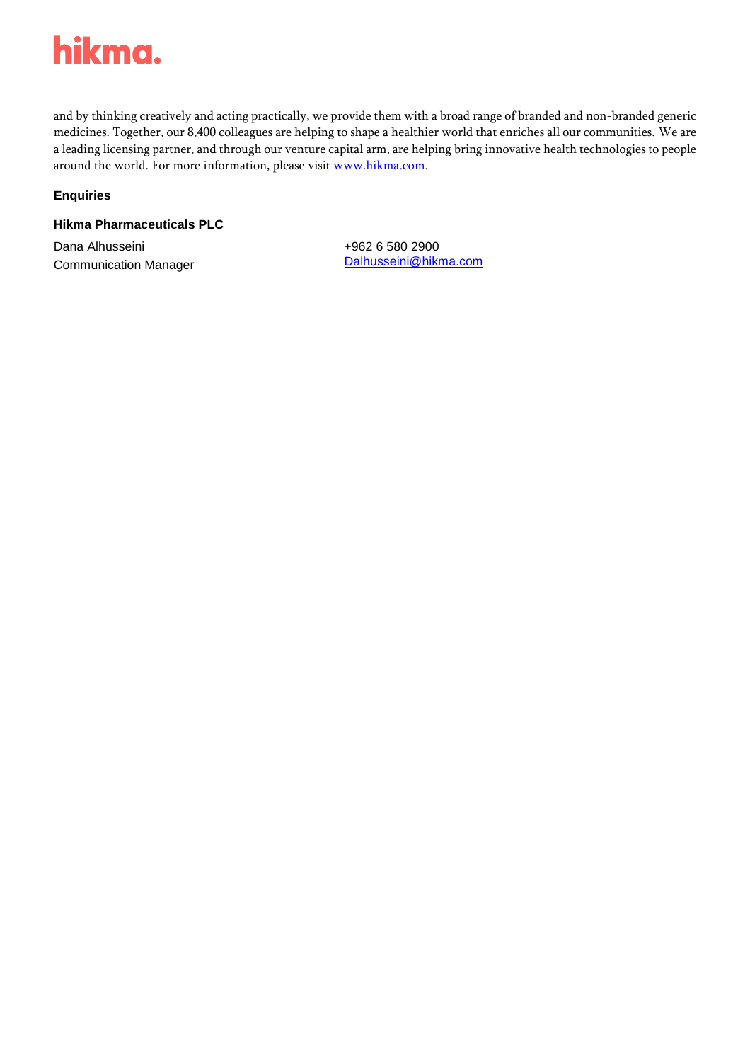and by thinking creatively and acting practically, we provide them with a broad range of branded and non-branded generic medicines. Together, our 8,400 colleagues are helping to shape a healthier world that enriches all our communities. We are a leading licensing partner, and through our venture capital arm, are helping bring innovative health technologies to people around the world. For more information, please visit www.hikma.com.

**Enquiries**

**Hikma Pharmaceuticals PLC**

| | |
|---|---|
| Dana Alhusseini | +962 6 580 2900 |
| Communication Manager | Dalhusseini@hikma.com |